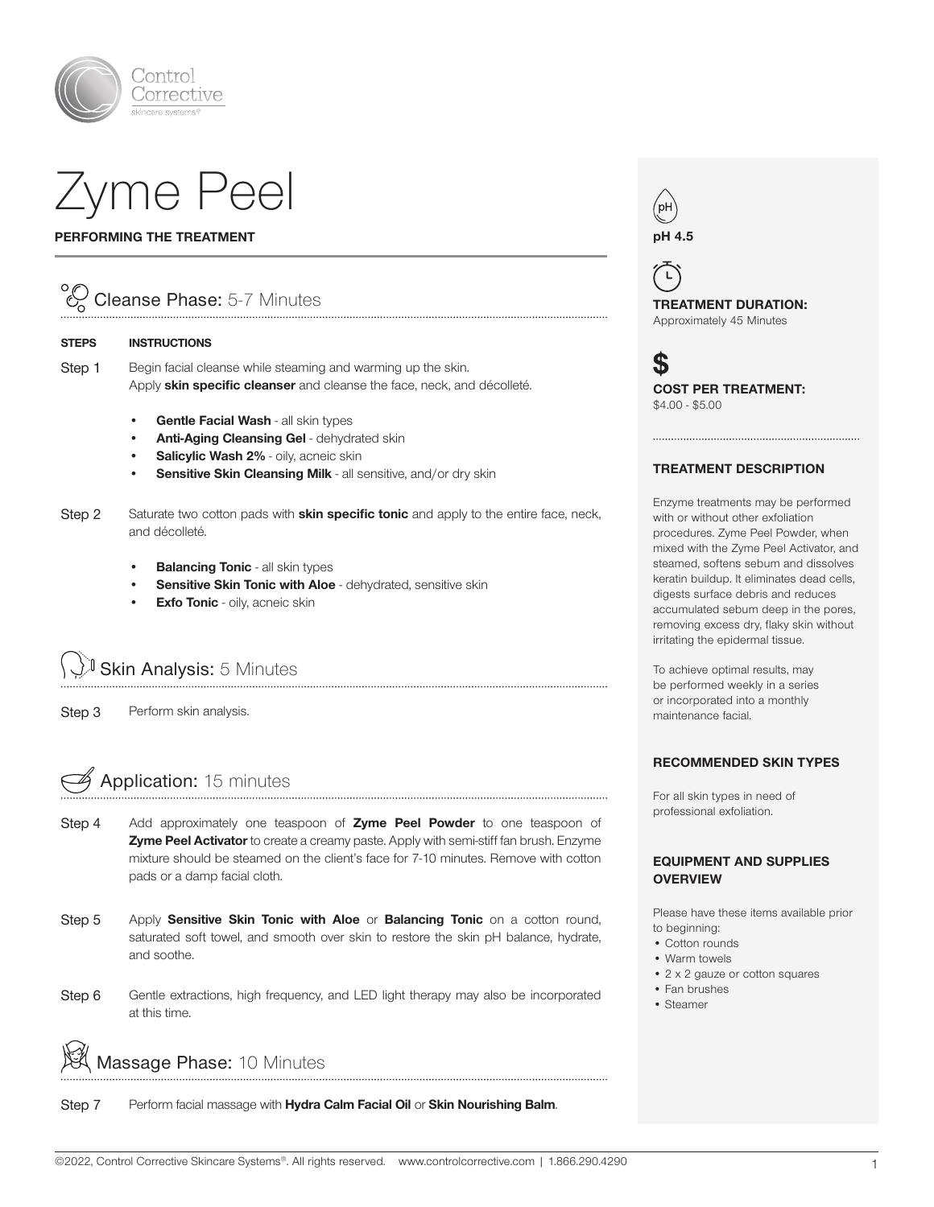# Zyme Peel

**PERFORMING THE TREATMENT**

## Cleanse Phase: 5-7 Minutes

| STEPS | INSTRUCTIONS |
| --- | --- |
| Step 1 | Begin facial cleanse while steaming and warming up the skin. Apply **skin specific cleanser** and cleanse the face, neck, and décolleté. |

- **Gentle Facial Wash** - all skin types
- **Anti-Aging Cleansing Gel** - dehydrated skin
- **Salicylic Wash 2%** - oily, acneic skin
- **Sensitive Skin Cleansing Milk** - all sensitive, and/or dry skin

Step 2 Saturate two cotton pads with **skin specific tonic** and apply to the entire face, neck, and décolleté.

- **Balancing Tonic** - all skin types
- **Sensitive Skin Tonic with Aloe** - dehydrated, sensitive skin
- **Exfo Tonic** - oily, acneic skin

## Skin Analysis: 5 Minutes

Step 3 Perform skin analysis.

## Application: 15 minutes

Step 4 Add approximately one teaspoon of **Zyme Peel Powder** to one teaspoon of **Zyme Peel Activator** to create a creamy paste. Apply with semi-stiff fan brush. Enzyme mixture should be steamed on the client's face for 7-10 minutes. Remove with cotton pads or a damp facial cloth.

Step 5 Apply **Sensitive Skin Tonic with Aloe** or **Balancing Tonic** on a cotton round, saturated soft towel, and smooth over skin to restore the skin pH balance, hydrate, and soothe.

Step 6 Gentle extractions, high frequency, and LED light therapy may also be incorporated at this time.

## Massage Phase: 10 Minutes

Step 7 Perform facial massage with **Hydra Calm Facial Oil** or **Skin Nourishing Balm**.

---

**pH 4.5**

**TREATMENT DURATION:**
Approximately 45 Minutes

**COST PER TREATMENT:**
$4.00 - $5.00

### TREATMENT DESCRIPTION

Enzyme treatments may be performed with or without other exfoliation procedures. Zyme Peel Powder, when mixed with the Zyme Peel Activator, and steamed, softens sebum and dissolves keratin buildup. It eliminates dead cells, digests surface debris and reduces accumulated sebum deep in the pores, removing excess dry, flaky skin without irritating the epidermal tissue.

To achieve optimal results, may be performed weekly in a series or incorporated into a monthly maintenance facial.

### RECOMMENDED SKIN TYPES

For all skin types in need of professional exfoliation.

### EQUIPMENT AND SUPPLIES OVERVIEW

Please have these items available prior to beginning:

- Cotton rounds
- Warm towels
- 2 x 2 gauze or cotton squares
- Fan brushes
- Steamer

©2022, Control Corrective Skincare Systems®. All rights reserved. www.controlcorrective.com | 1.866.290.4290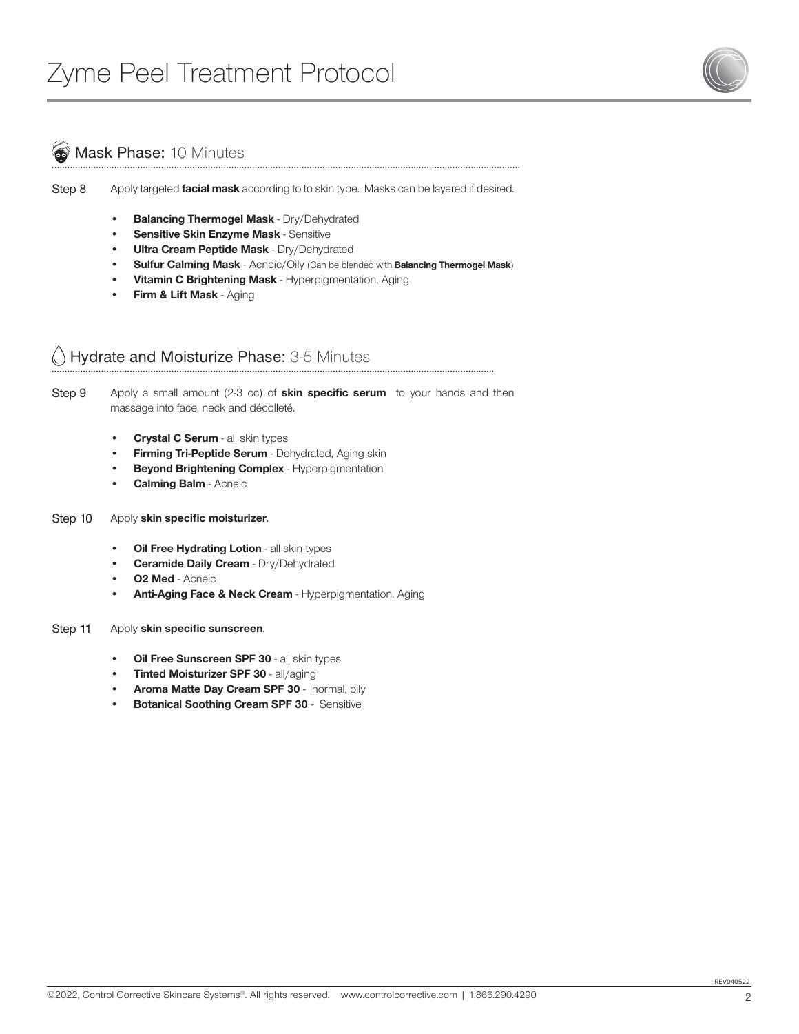# Zyme Peel Treatment Protocol

## Mask Phase: 10 Minutes

Step 8 Apply targeted **facial mask** according to to skin type. Masks can be layered if desired.

- **Balancing Thermogel Mask** - Dry/Dehydrated
- **Sensitive Skin Enzyme Mask** - Sensitive
- **Ultra Cream Peptide Mask** - Dry/Dehydrated
- **Sulfur Calming Mask** - Acneic/Oily (Can be blended with **Balancing Thermogel Mask**)
- **Vitamin C Brightening Mask** - Hyperpigmentation, Aging
- **Firm & Lift Mask** - Aging

## Hydrate and Moisturize Phase: 3-5 Minutes

Step 9 Apply a small amount (2-3 cc) of **skin specific serum** to your hands and then massage into face, neck and décolleté.

- **Crystal C Serum** - all skin types
- **Firming Tri-Peptide Serum** - Dehydrated, Aging skin
- **Beyond Brightening Complex** - Hyperpigmentation
- **Calming Balm** - Acneic

Step 10 Apply **skin specific moisturizer**.

- **Oil Free Hydrating Lotion** - all skin types
- **Ceramide Daily Cream** - Dry/Dehydrated
- **O2 Med** - Acneic
- **Anti-Aging Face & Neck Cream** - Hyperpigmentation, Aging

Step 11 Apply **skin specific sunscreen**.

- **Oil Free Sunscreen SPF 30** - all skin types
- **Tinted Moisturizer SPF 30** - all/aging
- **Aroma Matte Day Cream SPF 30** - normal, oily
- **Botanical Soothing Cream SPF 30** - Sensitive

REV040522

©2022, Control Corrective Skincare Systems®. All rights reserved. www.controlcorrective.com | 1.866.290.4290